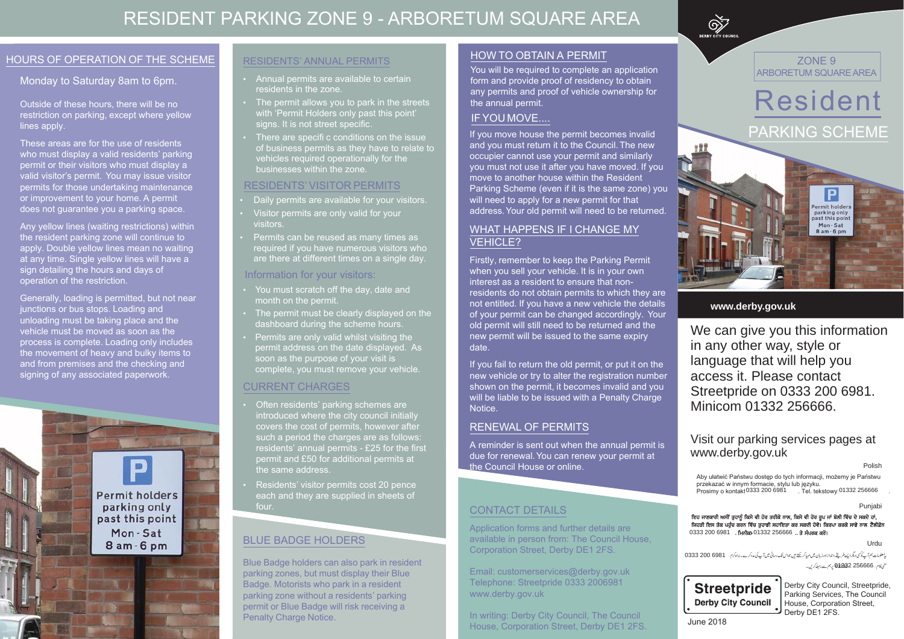# RESIDENT PARKING ZONE 9 - ARBORETUM SQUARE AREA

## HOURS OF OPERATION OF THE SCHEME

Monday to Saturday 8am to 6pm.

Outside of these hours, there will be no restriction on parking, except where yellow lines apply.

These areas are for the use of residents who must display a valid residents' parking permit or their visitors who must display a valid visitor's permit. You may issue visitor permits for those undertaking maintenance or improvement to your home. A permit does not guarantee you a parking space.

Any yellow lines (waiting restrictions) within the resident parking zone will continue to apply. Double yellow lines mean no waiting at any time. Single yellow lines will have a sign detailing the hours and days of operation of the restriction.

Generally, loading is permitted, but not near junctions or bus stops. Loading and unloading must be taking place and the vehicle must be moved as soon as the process is complete. Loading only includes the movement of heavy and bulky items to and from premises and the checking and signing of any associated paperwork.

Permit holders parking only past this point Mon - Sat 8 am - 6 pm

## RESIDENTS' ANNUAL PERMITS

- Annual permits are available to certain residents in the zone.
- The permit allows you to park in the streets with 'Permit Holders only past this point' signs. It is not street specific.
- There are specifi c conditions on the issue of business permits as they have to relate to vehicles required operationally for the businesses within the zone.

## RESIDENTS' VISITOR PERMITS

- Daily permits are available for your visitors.
- Visitor permits are only valid for your visitors.
- Permits can be reused as many times as required if you have numerous visitors who are there at different times on a single day.

### Information for your visitors:

- You must scratch off the day, date and month on the permit.
- The permit must be clearly displayed on the dashboard during the scheme hours.
- Permits are only valid whilst visiting the permit address on the date displayed. As soon as the purpose of your visit is complete, you must remove your vehicle.

## CURRENT CHARGES

- Often residents' parking schemes are introduced where the city council initially covers the cost of permits, however after such a period the charges are as follows: residents' annual permits - £25 for the first permit and £50 for additional permits at the same address.
- Residents' visitor permits cost 20 pence each and they are supplied in sheets of four.

## BLUE BADGE HOLDERS

Blue Badge holders can also park in resident parking zones, but must display their Blue Badge. Motorists who park in a resident parking zone without a residents' parking permit or Blue Badge will risk receiving a Penalty Charge Notice.

## HOW TO OBTAIN A PERMIT

You will be required to complete an application form and provide proof of residency to obtain any permits and proof of vehicle ownership for the annual permit.

## IF YOU MOVE....

If you move house the permit becomes invalid and you must return it to the Council. The new occupier cannot use your permit and similarly you must not use it after you have moved. If you move to another house within the Resident Parking Scheme (even if it is the same zone) you will need to apply for a new permit for that address. Your old permit will need to be returned.

## WHAT HAPPENS IF I CHANGE MY VEHICLE?

Firstly, remember to keep the Parking Permit when you sell your vehicle. It is in your own interest as a resident to ensure that non-residents do not obtain permits to which they are not entitled. If you have a new vehicle the details of your permit can be changed accordingly. Your old permit will still need to be returned and the new permit will be issued to the same expiry date.

If you fail to return the old permit, or put it on the new vehicle or try to alter the registration number shown on the permit, it becomes invalid and you will be liable to be issued with a Penalty Charge Notice.

## RENEWAL OF PERMITS

A reminder is sent out when the annual permit is due for renewal. You can renew your permit at the Council House or online.

## CONTACT DETAILS

Application forms and further details are available in person from: The Council House, Corporation Street, Derby DE1 2FS.

Email: customerservices@derby.gov.uk
Telephone: Streetpride 0333 2006981
www.derby.gov.uk

In writing: Derby City Council, The Council House, Corporation Street, Derby DE1 2FS.

DERBY CITY COUNCIL

ZONE 9
ARBORETUM SQUARE AREA

# Resident
## PARKING SCHEME

Permit holders parking only past this point Mon - Sat 8 am - 6 pm

**www.derby.gov.uk**

We can give you this information in any other way, style or language that will help you access it. Please contact Streetpride on 0333 200 6981. Minicom 01332 256666.

Visit our parking services pages at www.derby.gov.uk

Polish

Aby ułatwić Państwu dostęp do tych informacji, możemy je Państwu przekazać w innym formacie, stylu lub języku.
Prosimy o kontakt 0333 200 6981 . Tel. tekstowy: 01332 256666 .

Punjabi

ਇਹ ਜਾਣਕਾਰੀ ਅਸੀਂ ਤੁਹਾਨੂੰ ਕਿਸੇ ਵੀ ਹੋਰ ਤਰੀਕੇ ਨਾਲ, ਕਿਸੇ ਵੀ ਹੋਰ ਰੂਪ ਜਾਂ ਬੋਲੀ ਵਿੱਚ ਦੇ ਸਕਦੇ ਹਾਂ, ਜਿਹੜੀ ਇਸ ਤੱਕ ਪਹੁੰਚ ਕਰਨ ਵਿੱਚ ਤੁਹਾਡੀ ਸਹਾਇਤਾ ਕਰ ਸਕਦੀ ਹੋਵੇ। ਕਿਰਪਾ ਕਰਕੇ ਸਾਡੇ ਨਾਲ ਟੈਲੀਫ਼ੋਨ 0333 200 6981 . ਮਿਨੀਕਮ 01332 256666 .. ਤੇ ਸੰਪਰਕ ਕਰੋ।

Urdu

یہ معلومات ہم آپ کو کسی دیگر ایسے طریقے، انداز اور زبان میں مہیا کر سکتے ہیں جو اس تک رسائی میں آپ کی مدد کرے۔ براہ کرم 0333 200 6981 منی کام 01332 256666 پر ہم سے رابطہ کریں۔

**Streetpride**
**Derby City Council**

Derby City Council, Streetpride, Parking Services, The Council House, Corporation Street, Derby DE1 2FS.

June 2018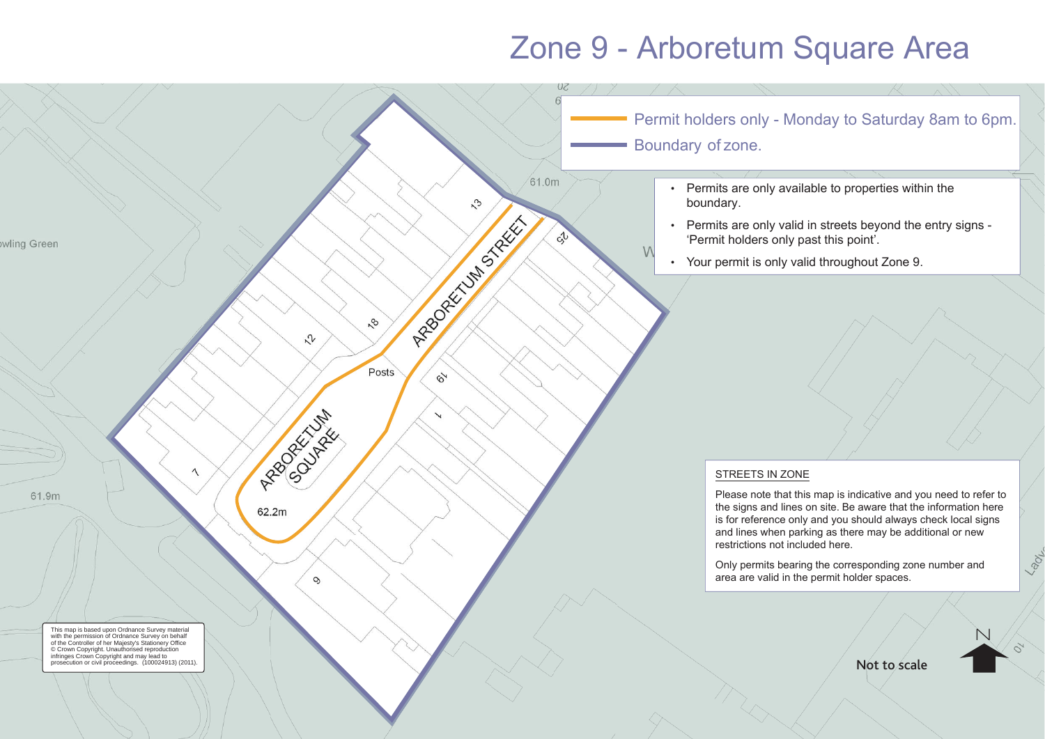# Zone 9 - Arboretum Square Area

Permit holders only - Monday to Saturday 8am to 6pm.

Boundary of zone.

- Permits are only available to properties within the boundary.
- Permits are only valid in streets beyond the entry signs - 'Permit holders only past this point'.
- Your permit is only valid throughout Zone 9.

ARBORETUM STREET

ARBORETUM SQUARE

Posts

61.0m

62.2m

61.9m

13

18

12

7

9

25

19

1

STREETS IN ZONE

Please note that this map is indicative and you need to refer to the signs and lines on site. Be aware that the information here is for reference only and you should always check local signs and lines when parking as there may be additional or new restrictions not included here.

Only permits bearing the corresponding zone number and area are valid in the permit holder spaces.

This map is based upon Ordnance Survey material with the permission of Ordnance Survey on behalf of the Controller of her Majesty's Stationery Office © Crown Copyright. Unauthorised reproduction infringes Crown Copyright and may lead to prosecution or civil proceedings. (100024913) (2011).

Not to scale

N